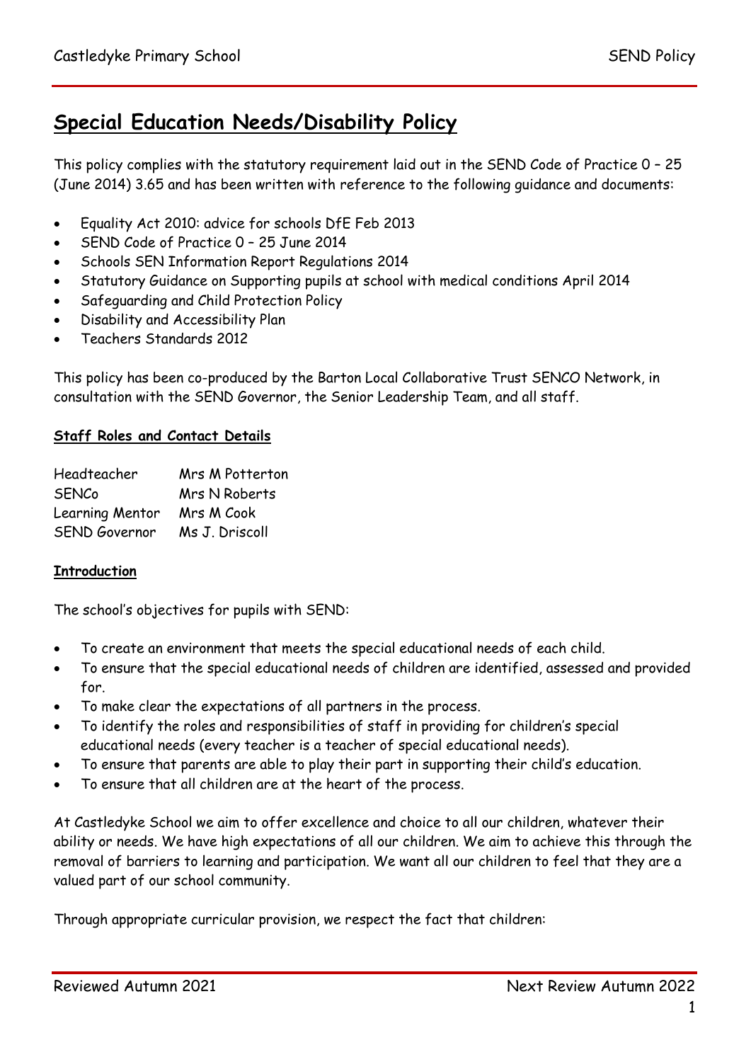# Special Education Needs/Disability Policy

This policy complies with the statutory requirement laid out in the SEND Code of Practice 0 – 25 (June 2014) 3.65 and has been written with reference to the following guidance and documents:

- Equality Act 2010: advice for schools DfE Feb 2013
- SEND Code of Practice 0 – 25 June 2014
- Schools SEN Information Report Regulations 2014
- Statutory Guidance on Supporting pupils at school with medical conditions April 2014
- Safeguarding and Child Protection Policy
- Disability and Accessibility Plan
- Teachers Standards 2012

This policy has been co-produced by the Barton Local Collaborative Trust SENCO Network, in consultation with the SEND Governor, the Senior Leadership Team, and all staff.

**Staff Roles and Contact Details**

| | |
|---|---|
| Headteacher | Mrs M Potterton |
| SENCo | Mrs N Roberts |
| Learning Mentor | Mrs M Cook |
| SEND Governor | Ms J. Driscoll |

**Introduction**

The school's objectives for pupils with SEND:

- To create an environment that meets the special educational needs of each child.
- To ensure that the special educational needs of children are identified, assessed and provided for.
- To make clear the expectations of all partners in the process.
- To identify the roles and responsibilities of staff in providing for children's special educational needs (every teacher is a teacher of special educational needs).
- To ensure that parents are able to play their part in supporting their child's education.
- To ensure that all children are at the heart of the process.

At Castledyke School we aim to offer excellence and choice to all our children, whatever their ability or needs. We have high expectations of all our children. We aim to achieve this through the removal of barriers to learning and participation. We want all our children to feel that they are a valued part of our school community.

Through appropriate curricular provision, we respect the fact that children: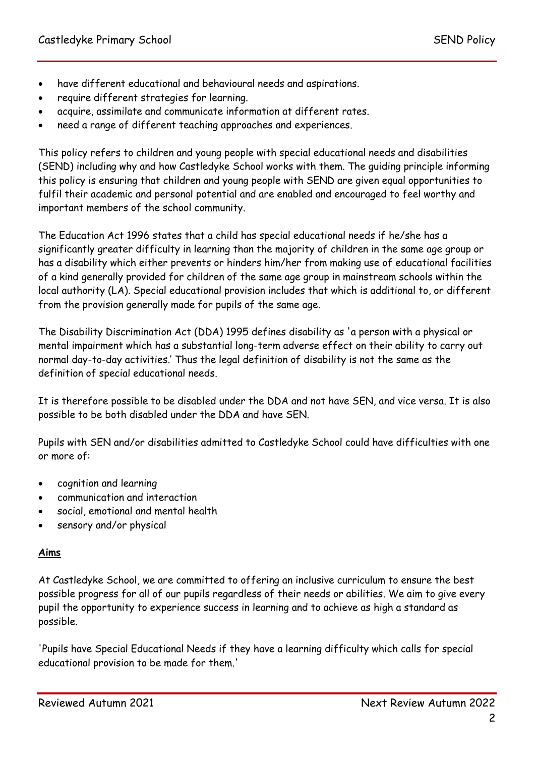- have different educational and behavioural needs and aspirations.
- require different strategies for learning.
- acquire, assimilate and communicate information at different rates.
- need a range of different teaching approaches and experiences.

This policy refers to children and young people with special educational needs and disabilities (SEND) including why and how Castledyke School works with them. The guiding principle informing this policy is ensuring that children and young people with SEND are given equal opportunities to fulfil their academic and personal potential and are enabled and encouraged to feel worthy and important members of the school community.

The Education Act 1996 states that a child has special educational needs if he/she has a significantly greater difficulty in learning than the majority of children in the same age group or has a disability which either prevents or hinders him/her from making use of educational facilities of a kind generally provided for children of the same age group in mainstream schools within the local authority (LA). Special educational provision includes that which is additional to, or different from the provision generally made for pupils of the same age.

The Disability Discrimination Act (DDA) 1995 defines disability as 'a person with a physical or mental impairment which has a substantial long-term adverse effect on their ability to carry out normal day-to-day activities.' Thus the legal definition of disability is not the same as the definition of special educational needs.

It is therefore possible to be disabled under the DDA and not have SEN, and vice versa. It is also possible to be both disabled under the DDA and have SEN.

Pupils with SEN and/or disabilities admitted to Castledyke School could have difficulties with one or more of:

- cognition and learning
- communication and interaction
- social, emotional and mental health
- sensory and/or physical

**Aims**

At Castledyke School, we are committed to offering an inclusive curriculum to ensure the best possible progress for all of our pupils regardless of their needs or abilities. We aim to give every pupil the opportunity to experience success in learning and to achieve as high a standard as possible.

'Pupils have Special Educational Needs if they have a learning difficulty which calls for special educational provision to be made for them.'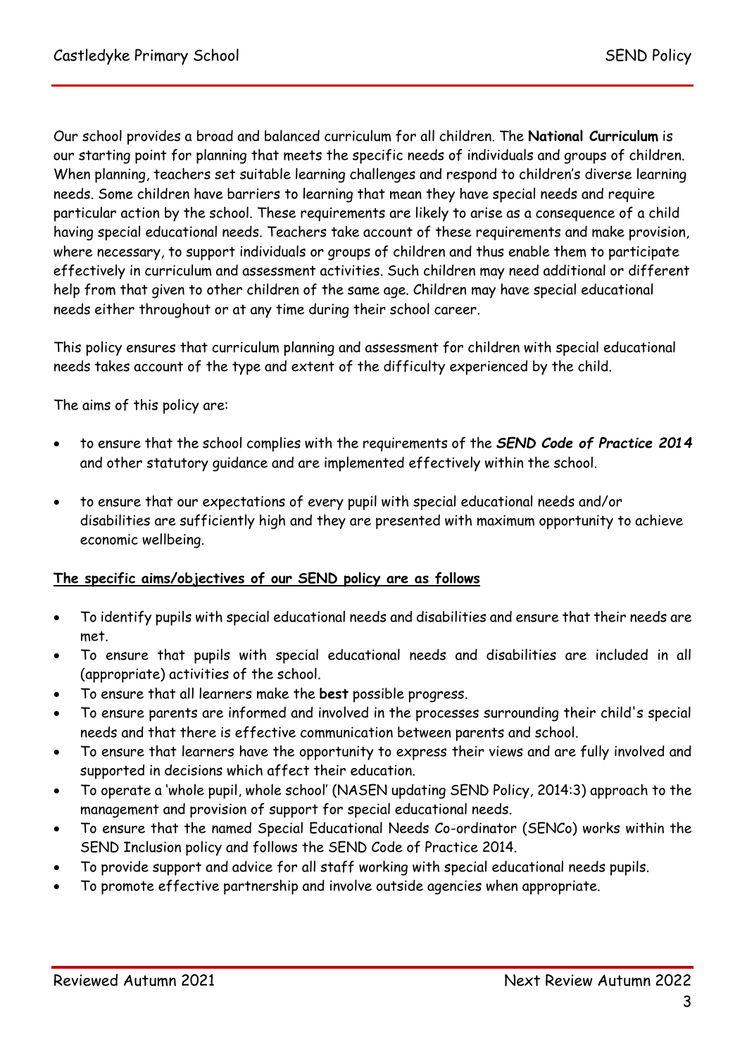Our school provides a broad and balanced curriculum for all children. The **National Curriculum** is our starting point for planning that meets the specific needs of individuals and groups of children. When planning, teachers set suitable learning challenges and respond to children's diverse learning needs. Some children have barriers to learning that mean they have special needs and require particular action by the school. These requirements are likely to arise as a consequence of a child having special educational needs. Teachers take account of these requirements and make provision, where necessary, to support individuals or groups of children and thus enable them to participate effectively in curriculum and assessment activities. Such children may need additional or different help from that given to other children of the same age. Children may have special educational needs either throughout or at any time during their school career.

This policy ensures that curriculum planning and assessment for children with special educational needs takes account of the type and extent of the difficulty experienced by the child.

The aims of this policy are:

- to ensure that the school complies with the requirements of the ***SEND Code of Practice 2014*** and other statutory guidance and are implemented effectively within the school.
- to ensure that our expectations of every pupil with special educational needs and/or disabilities are sufficiently high and they are presented with maximum opportunity to achieve economic wellbeing.

**<u>The specific aims/objectives of our SEND policy are as follows</u>**

- To identify pupils with special educational needs and disabilities and ensure that their needs are met.
- To ensure that pupils with special educational needs and disabilities are included in all (appropriate) activities of the school.
- To ensure that all learners make the **best** possible progress.
- To ensure parents are informed and involved in the processes surrounding their child's special needs and that there is effective communication between parents and school.
- To ensure that learners have the opportunity to express their views and are fully involved and supported in decisions which affect their education.
- To operate a 'whole pupil, whole school' (NASEN updating SEND Policy, 2014:3) approach to the management and provision of support for special educational needs.
- To ensure that the named Special Educational Needs Co-ordinator (SENCo) works within the SEND Inclusion policy and follows the SEND Code of Practice 2014.
- To provide support and advice for all staff working with special educational needs pupils.
- To promote effective partnership and involve outside agencies when appropriate.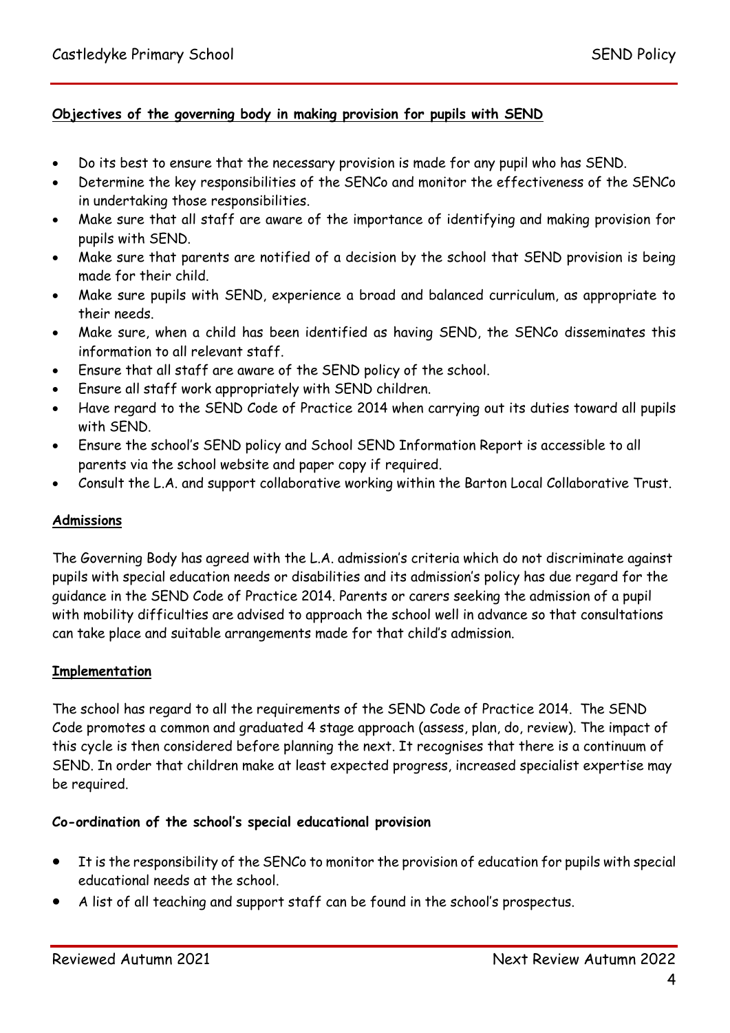**Objectives of the governing body in making provision for pupils with SEND**

- Do its best to ensure that the necessary provision is made for any pupil who has SEND.
- Determine the key responsibilities of the SENCo and monitor the effectiveness of the SENCo in undertaking those responsibilities.
- Make sure that all staff are aware of the importance of identifying and making provision for pupils with SEND.
- Make sure that parents are notified of a decision by the school that SEND provision is being made for their child.
- Make sure pupils with SEND, experience a broad and balanced curriculum, as appropriate to their needs.
- Make sure, when a child has been identified as having SEND, the SENCo disseminates this information to all relevant staff.
- Ensure that all staff are aware of the SEND policy of the school.
- Ensure all staff work appropriately with SEND children.
- Have regard to the SEND Code of Practice 2014 when carrying out its duties toward all pupils with SEND.
- Ensure the school's SEND policy and School SEND Information Report is accessible to all parents via the school website and paper copy if required.
- Consult the L.A. and support collaborative working within the Barton Local Collaborative Trust.

**Admissions**

The Governing Body has agreed with the L.A. admission's criteria which do not discriminate against pupils with special education needs or disabilities and its admission's policy has due regard for the guidance in the SEND Code of Practice 2014. Parents or carers seeking the admission of a pupil with mobility difficulties are advised to approach the school well in advance so that consultations can take place and suitable arrangements made for that child's admission.

**Implementation**

The school has regard to all the requirements of the SEND Code of Practice 2014. The SEND Code promotes a common and graduated 4 stage approach (assess, plan, do, review). The impact of this cycle is then considered before planning the next. It recognises that there is a continuum of SEND. In order that children make at least expected progress, increased specialist expertise may be required.

**Co-ordination of the school's special educational provision**

- It is the responsibility of the SENCo to monitor the provision of education for pupils with special educational needs at the school.
- A list of all teaching and support staff can be found in the school's prospectus.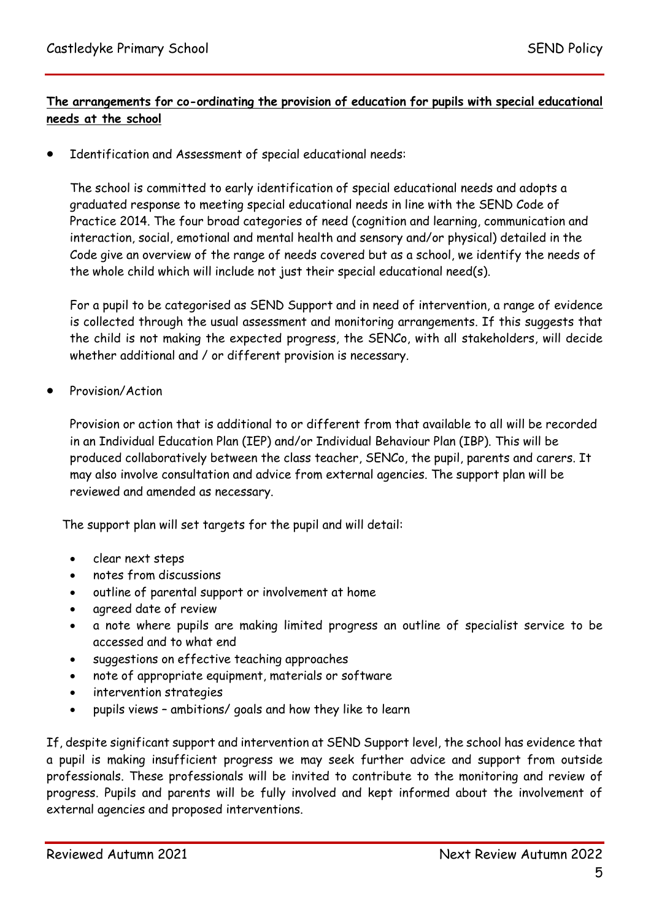**The arrangements for co-ordinating the provision of education for pupils with special educational needs at the school**

- Identification and Assessment of special educational needs:

  The school is committed to early identification of special educational needs and adopts a graduated response to meeting special educational needs in line with the SEND Code of Practice 2014. The four broad categories of need (cognition and learning, communication and interaction, social, emotional and mental health and sensory and/or physical) detailed in the Code give an overview of the range of needs covered but as a school, we identify the needs of the whole child which will include not just their special educational need(s).

  For a pupil to be categorised as SEND Support and in need of intervention, a range of evidence is collected through the usual assessment and monitoring arrangements. If this suggests that the child is not making the expected progress, the SENCo, with all stakeholders, will decide whether additional and / or different provision is necessary.

- Provision/Action

  Provision or action that is additional to or different from that available to all will be recorded in an Individual Education Plan (IEP) and/or Individual Behaviour Plan (IBP). This will be produced collaboratively between the class teacher, SENCo, the pupil, parents and carers. It may also involve consultation and advice from external agencies. The support plan will be reviewed and amended as necessary.

  The support plan will set targets for the pupil and will detail:

  - clear next steps
  - notes from discussions
  - outline of parental support or involvement at home
  - agreed date of review
  - a note where pupils are making limited progress an outline of specialist service to be accessed and to what end
  - suggestions on effective teaching approaches
  - note of appropriate equipment, materials or software
  - intervention strategies
  - pupils views – ambitions/ goals and how they like to learn

If, despite significant support and intervention at SEND Support level, the school has evidence that a pupil is making insufficient progress we may seek further advice and support from outside professionals. These professionals will be invited to contribute to the monitoring and review of progress. Pupils and parents will be fully involved and kept informed about the involvement of external agencies and proposed interventions.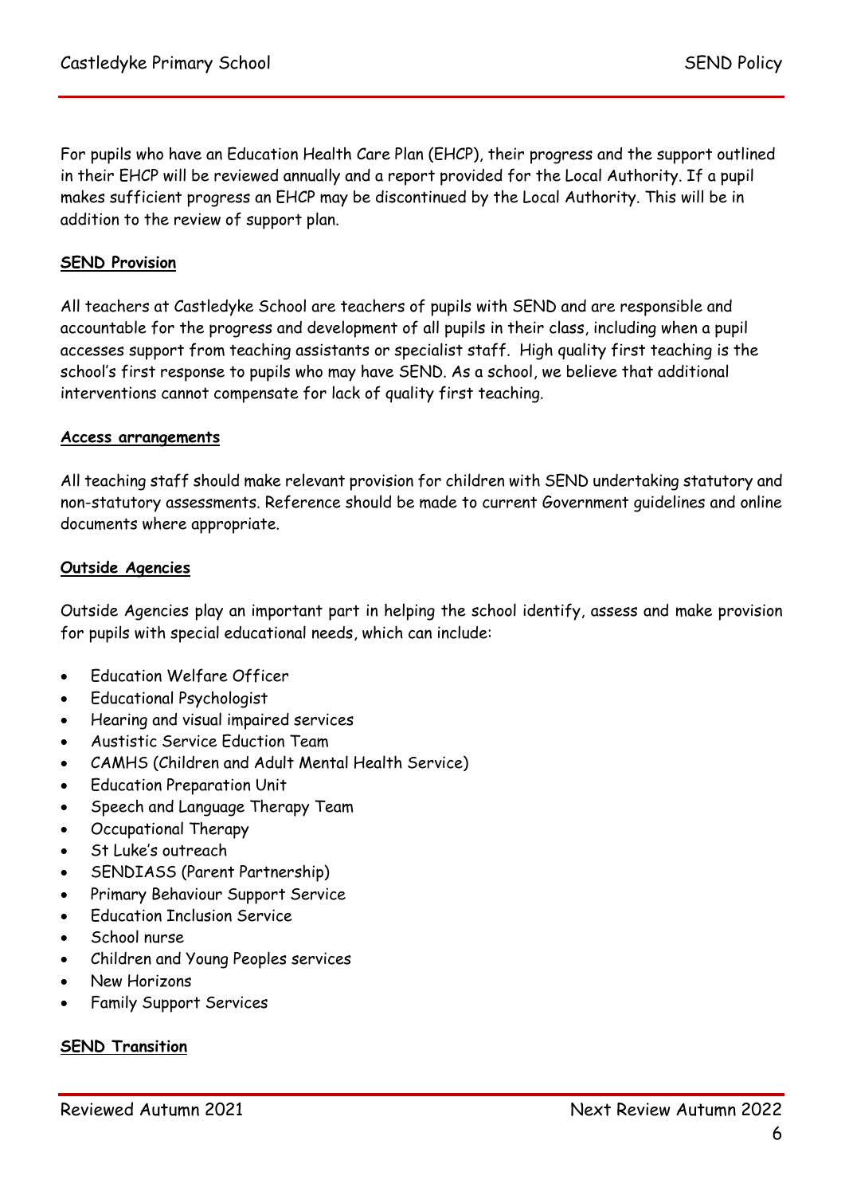For pupils who have an Education Health Care Plan (EHCP), their progress and the support outlined in their EHCP will be reviewed annually and a report provided for the Local Authority. If a pupil makes sufficient progress an EHCP may be discontinued by the Local Authority. This will be in addition to the review of support plan.

**SEND Provision**

All teachers at Castledyke School are teachers of pupils with SEND and are responsible and accountable for the progress and development of all pupils in their class, including when a pupil accesses support from teaching assistants or specialist staff. High quality first teaching is the school's first response to pupils who may have SEND. As a school, we believe that additional interventions cannot compensate for lack of quality first teaching.

**Access arrangements**

All teaching staff should make relevant provision for children with SEND undertaking statutory and non-statutory assessments. Reference should be made to current Government guidelines and online documents where appropriate.

**Outside Agencies**

Outside Agencies play an important part in helping the school identify, assess and make provision for pupils with special educational needs, which can include:

- Education Welfare Officer
- Educational Psychologist
- Hearing and visual impaired services
- Austistic Service Eduction Team
- CAMHS (Children and Adult Mental Health Service)
- Education Preparation Unit
- Speech and Language Therapy Team
- Occupational Therapy
- St Luke's outreach
- SENDIASS (Parent Partnership)
- Primary Behaviour Support Service
- Education Inclusion Service
- School nurse
- Children and Young Peoples services
- New Horizons
- Family Support Services

**SEND Transition**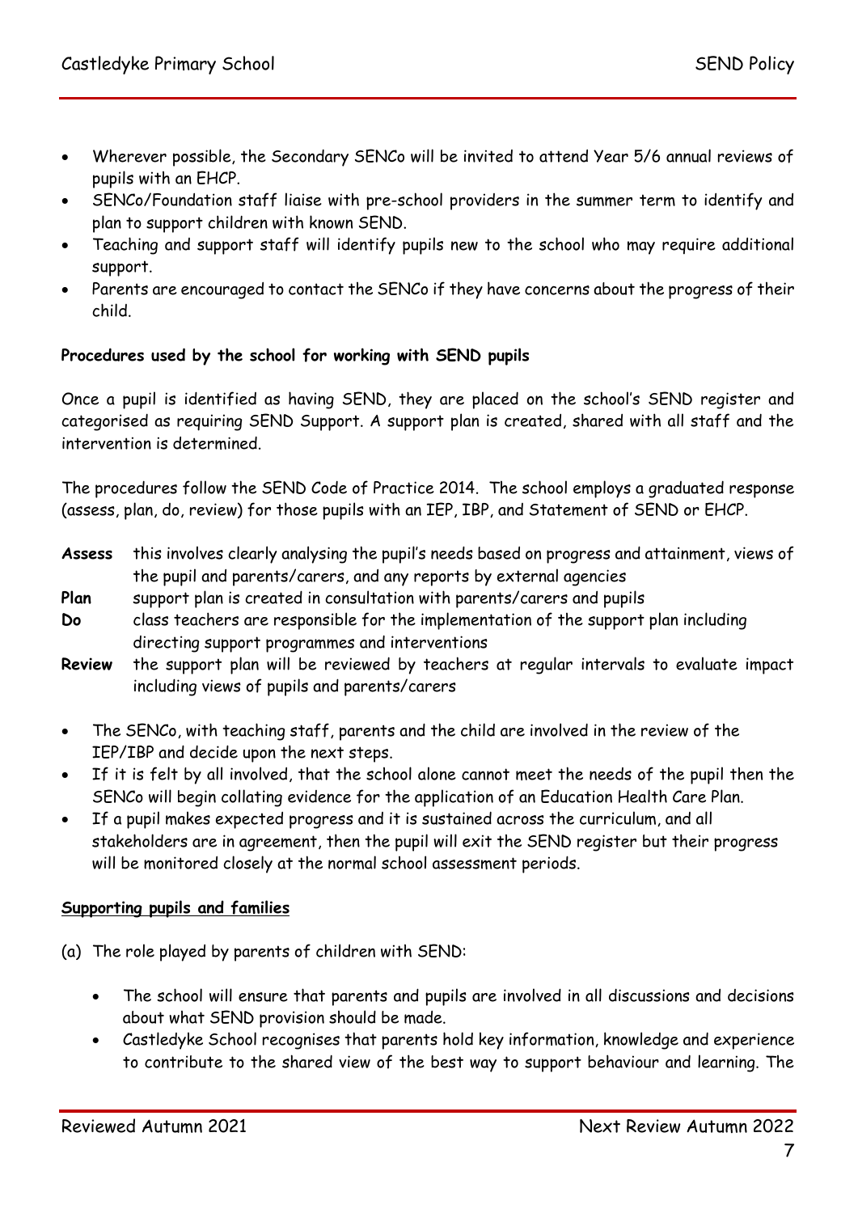- Wherever possible, the Secondary SENCo will be invited to attend Year 5/6 annual reviews of pupils with an EHCP.
- SENCo/Foundation staff liaise with pre-school providers in the summer term to identify and plan to support children with known SEND.
- Teaching and support staff will identify pupils new to the school who may require additional support.
- Parents are encouraged to contact the SENCo if they have concerns about the progress of their child.

**Procedures used by the school for working with SEND pupils**

Once a pupil is identified as having SEND, they are placed on the school's SEND register and categorised as requiring SEND Support. A support plan is created, shared with all staff and the intervention is determined.

The procedures follow the SEND Code of Practice 2014. The school employs a graduated response (assess, plan, do, review) for those pupils with an IEP, IBP, and Statement of SEND or EHCP.

**Assess** this involves clearly analysing the pupil's needs based on progress and attainment, views of the pupil and parents/carers, and any reports by external agencies

**Plan** support plan is created in consultation with parents/carers and pupils

**Do** class teachers are responsible for the implementation of the support plan including directing support programmes and interventions

**Review** the support plan will be reviewed by teachers at regular intervals to evaluate impact including views of pupils and parents/carers

- The SENCo, with teaching staff, parents and the child are involved in the review of the IEP/IBP and decide upon the next steps.
- If it is felt by all involved, that the school alone cannot meet the needs of the pupil then the SENCo will begin collating evidence for the application of an Education Health Care Plan.
- If a pupil makes expected progress and it is sustained across the curriculum, and all stakeholders are in agreement, then the pupil will exit the SEND register but their progress will be monitored closely at the normal school assessment periods.

**Supporting pupils and families**

(a) The role played by parents of children with SEND:

- The school will ensure that parents and pupils are involved in all discussions and decisions about what SEND provision should be made.
- Castledyke School recognises that parents hold key information, knowledge and experience to contribute to the shared view of the best way to support behaviour and learning. The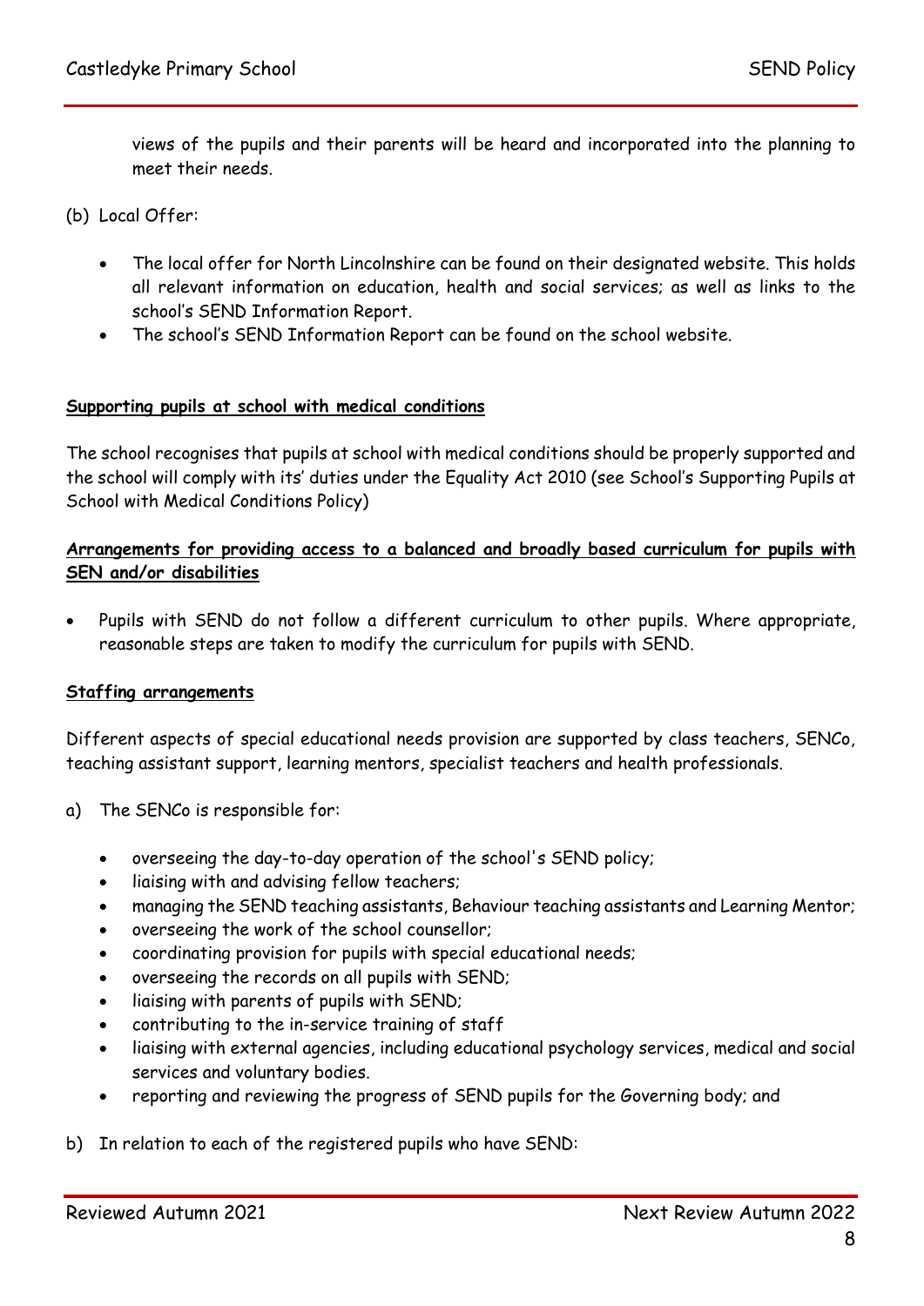views of the pupils and their parents will be heard and incorporated into the planning to meet their needs.

(b) Local Offer:

- The local offer for North Lincolnshire can be found on their designated website. This holds all relevant information on education, health and social services; as well as links to the school's SEND Information Report.
- The school's SEND Information Report can be found on the school website.

**Supporting pupils at school with medical conditions**

The school recognises that pupils at school with medical conditions should be properly supported and the school will comply with its' duties under the Equality Act 2010 (see School's Supporting Pupils at School with Medical Conditions Policy)

**Arrangements for providing access to a balanced and broadly based curriculum for pupils with SEN and/or disabilities**

- Pupils with SEND do not follow a different curriculum to other pupils. Where appropriate, reasonable steps are taken to modify the curriculum for pupils with SEND.

**Staffing arrangements**

Different aspects of special educational needs provision are supported by class teachers, SENCo, teaching assistant support, learning mentors, specialist teachers and health professionals.

a) The SENCo is responsible for:

- overseeing the day-to-day operation of the school's SEND policy;
- liaising with and advising fellow teachers;
- managing the SEND teaching assistants, Behaviour teaching assistants and Learning Mentor;
- overseeing the work of the school counsellor;
- coordinating provision for pupils with special educational needs;
- overseeing the records on all pupils with SEND;
- liaising with parents of pupils with SEND;
- contributing to the in-service training of staff
- liaising with external agencies, including educational psychology services, medical and social services and voluntary bodies.
- reporting and reviewing the progress of SEND pupils for the Governing body; and

b) In relation to each of the registered pupils who have SEND: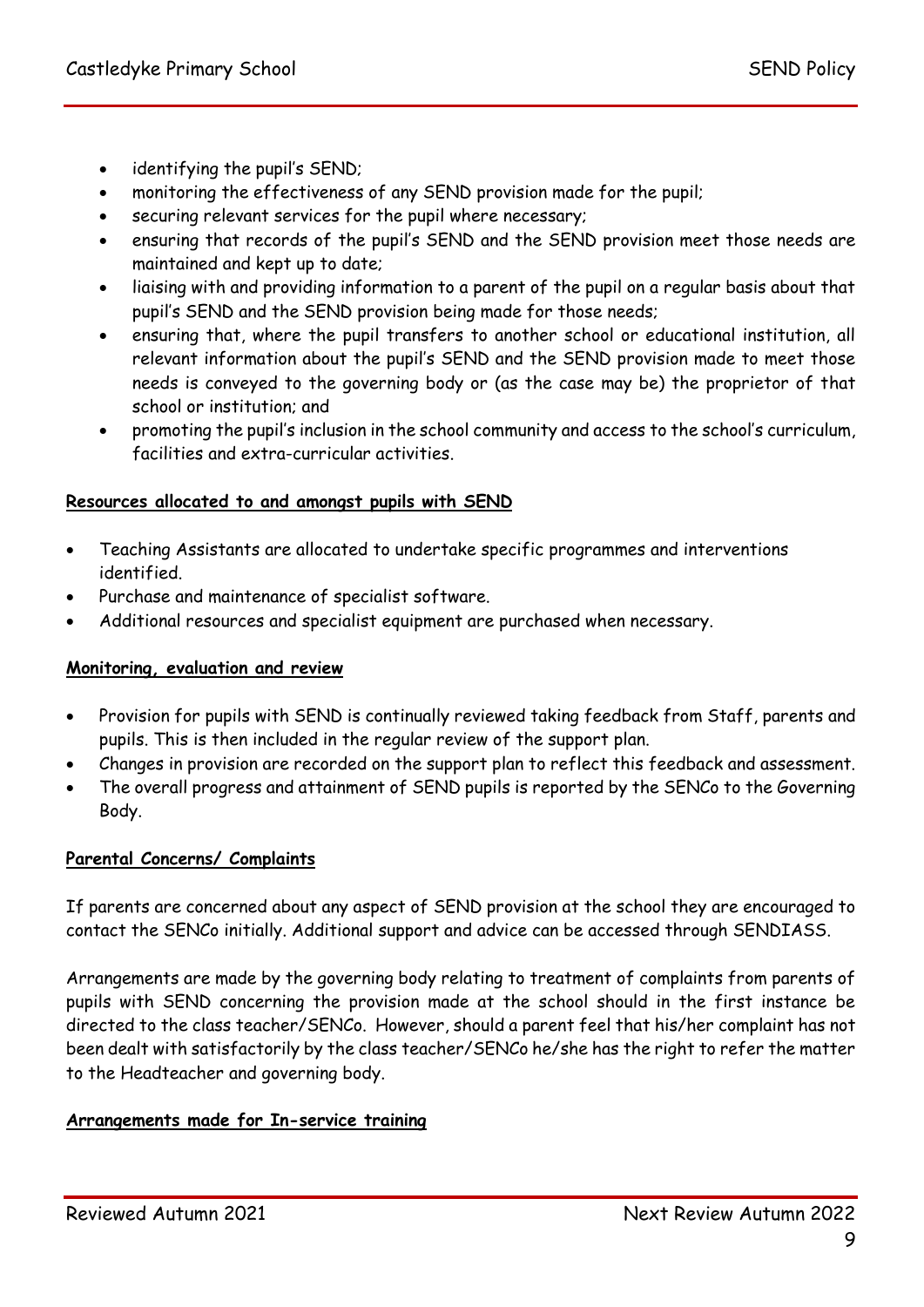- identifying the pupil's SEND;
- monitoring the effectiveness of any SEND provision made for the pupil;
- securing relevant services for the pupil where necessary;
- ensuring that records of the pupil's SEND and the SEND provision meet those needs are maintained and kept up to date;
- liaising with and providing information to a parent of the pupil on a regular basis about that pupil's SEND and the SEND provision being made for those needs;
- ensuring that, where the pupil transfers to another school or educational institution, all relevant information about the pupil's SEND and the SEND provision made to meet those needs is conveyed to the governing body or (as the case may be) the proprietor of that school or institution; and
- promoting the pupil's inclusion in the school community and access to the school's curriculum, facilities and extra-curricular activities.

**Resources allocated to and amongst pupils with SEND**

- Teaching Assistants are allocated to undertake specific programmes and interventions identified.
- Purchase and maintenance of specialist software.
- Additional resources and specialist equipment are purchased when necessary.

**Monitoring, evaluation and review**

- Provision for pupils with SEND is continually reviewed taking feedback from Staff, parents and pupils. This is then included in the regular review of the support plan.
- Changes in provision are recorded on the support plan to reflect this feedback and assessment.
- The overall progress and attainment of SEND pupils is reported by the SENCo to the Governing Body.

**Parental Concerns/ Complaints**

If parents are concerned about any aspect of SEND provision at the school they are encouraged to contact the SENCo initially. Additional support and advice can be accessed through SENDIASS.

Arrangements are made by the governing body relating to treatment of complaints from parents of pupils with SEND concerning the provision made at the school should in the first instance be directed to the class teacher/SENCo. However, should a parent feel that his/her complaint has not been dealt with satisfactorily by the class teacher/SENCo he/she has the right to refer the matter to the Headteacher and governing body.

**Arrangements made for In-service training**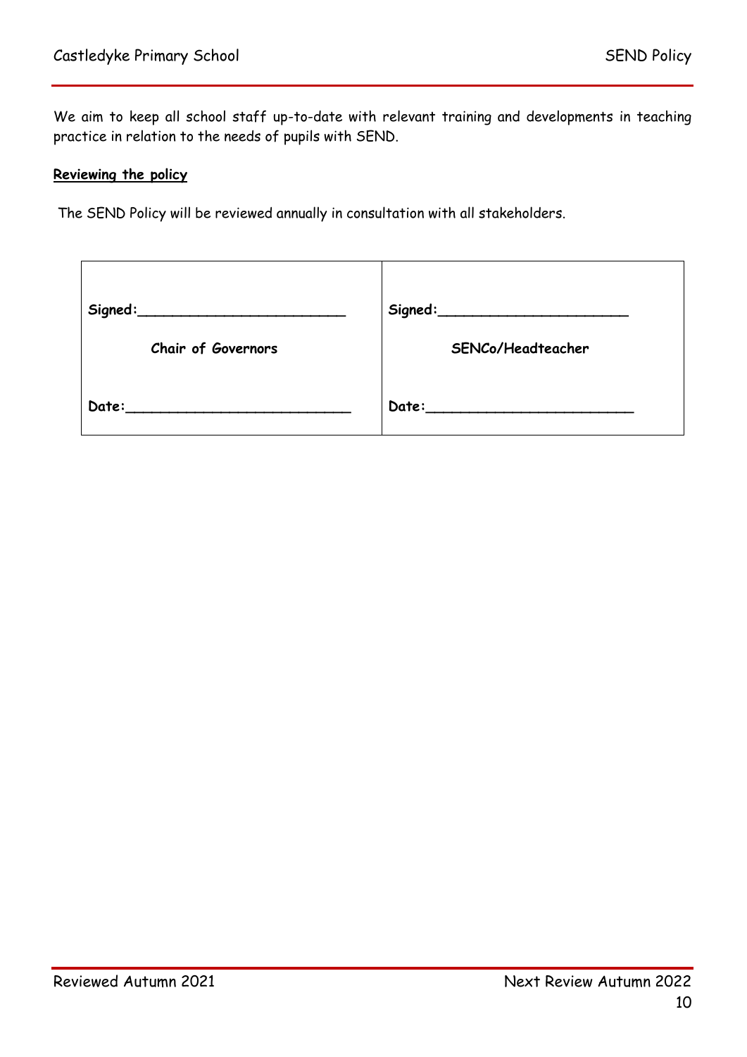We aim to keep all school staff up-to-date with relevant training and developments in teaching practice in relation to the needs of pupils with SEND.

**Reviewing the policy**

The SEND Policy will be reviewed annually in consultation with all stakeholders.

| | |
|---|---|
| **Signed:________________________** | **Signed:______________________** |
| **Chair of Governors** | **SENCo/Headteacher** |
| **Date:__________________________** | **Date:________________________** |

Reviewed Autumn 2021 | Next Review Autumn 2022